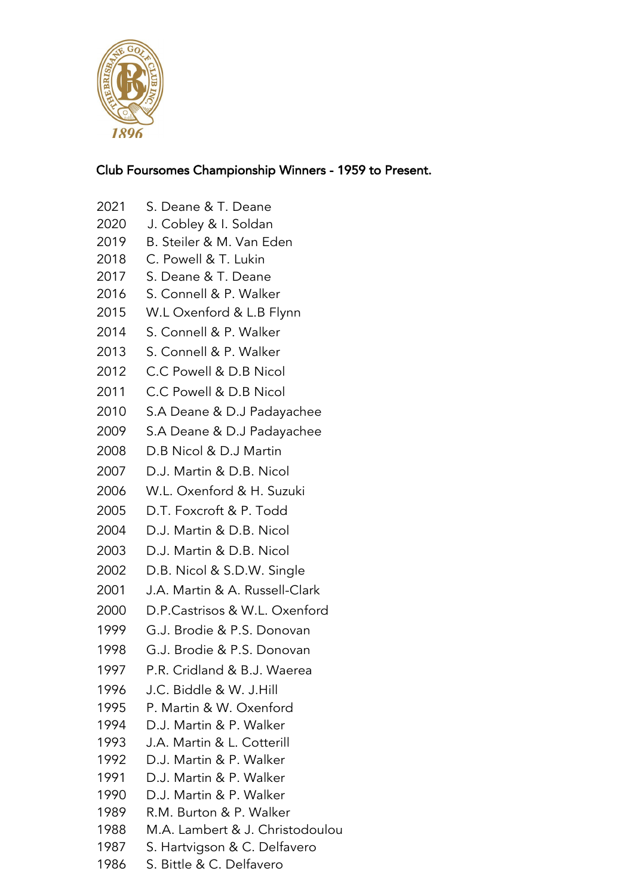## Club Foursomes Championship Winners - 1959 to Present.

2021 S. Deane & T. Deane
2020 J. Cobley & I. Soldan
2019 B. Steiler & M. Van Eden
2018 C. Powell & T. Lukin
2017 S. Deane & T. Deane
2016 S. Connell & P. Walker
2015 W.L Oxenford & L.B Flynn
2014 S. Connell & P. Walker
2013 S. Connell & P. Walker
2012 C.C Powell & D.B Nicol
2011 C.C Powell & D.B Nicol
2010 S.A Deane & D.J Padayachee
2009 S.A Deane & D.J Padayachee
2008 D.B Nicol & D.J Martin
2007 D.J. Martin & D.B. Nicol
2006 W.L. Oxenford & H. Suzuki
2005 D.T. Foxcroft & P. Todd
2004 D.J. Martin & D.B. Nicol
2003 D.J. Martin & D.B. Nicol
2002 D.B. Nicol & S.D.W. Single
2001 J.A. Martin & A. Russell-Clark
2000 D.P.Castrisos & W.L. Oxenford
1999 G.J. Brodie & P.S. Donovan
1998 G.J. Brodie & P.S. Donovan
1997 P.R. Cridland & B.J. Waerea
1996 J.C. Biddle & W. J.Hill
1995 P. Martin & W. Oxenford
1994 D.J. Martin & P. Walker
1993 J.A. Martin & L. Cotterill
1992 D.J. Martin & P. Walker
1991 D.J. Martin & P. Walker
1990 D.J. Martin & P. Walker
1989 R.M. Burton & P. Walker
1988 M.A. Lambert & J. Christodoulou
1987 S. Hartvigson & C. Delfavero
1986 S. Bittle & C. Delfavero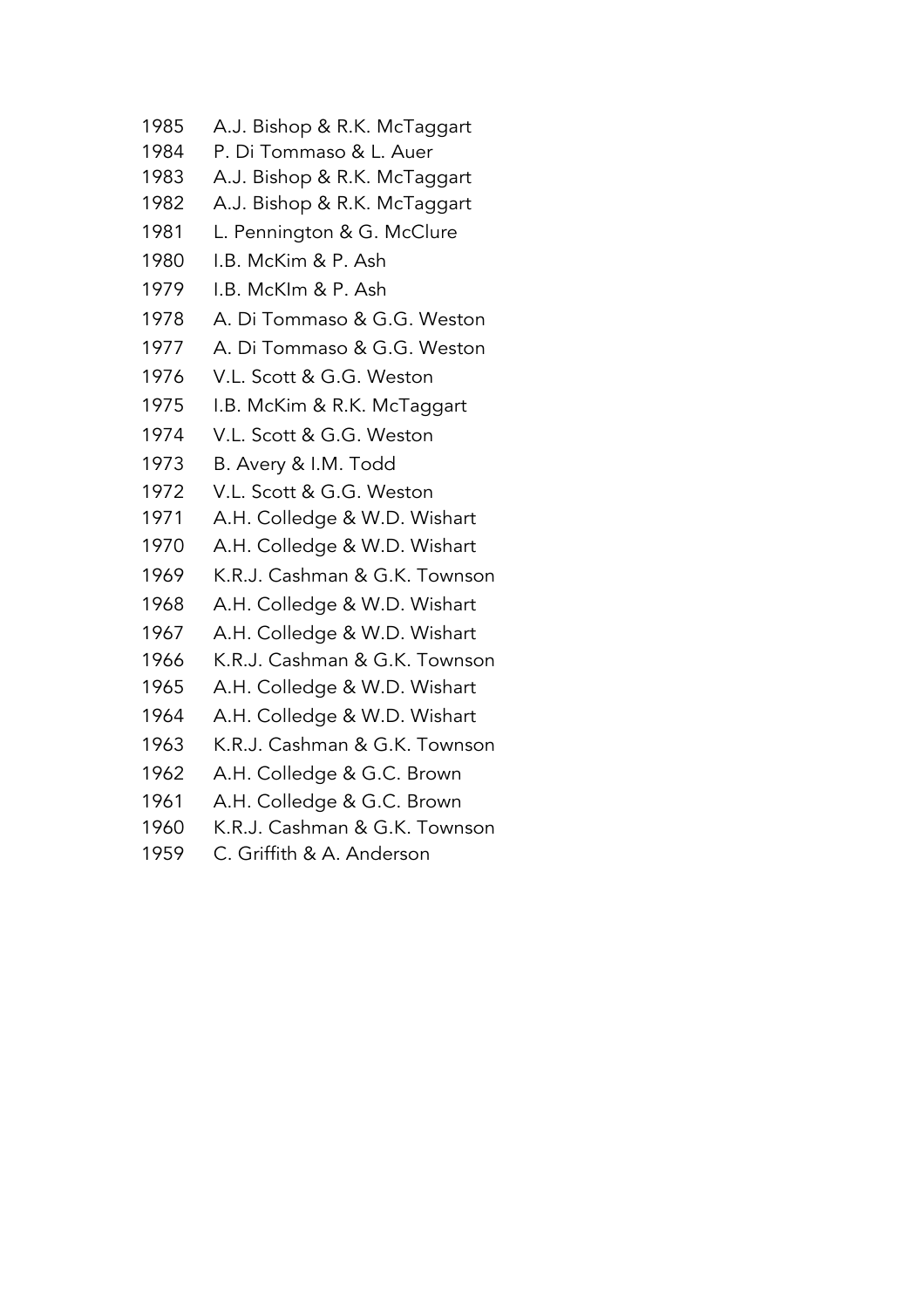| | |
|---|---|
| 1985 | A.J. Bishop & R.K. McTaggart |
| 1984 | P. Di Tommaso & L. Auer |
| 1983 | A.J. Bishop & R.K. McTaggart |
| 1982 | A.J. Bishop & R.K. McTaggart |
| 1981 | L. Pennington & G. McClure |
| 1980 | I.B. McKim & P. Ash |
| 1979 | I.B. McKIm & P. Ash |
| 1978 | A. Di Tommaso & G.G. Weston |
| 1977 | A. Di Tommaso & G.G. Weston |
| 1976 | V.L. Scott & G.G. Weston |
| 1975 | I.B. McKim & R.K. McTaggart |
| 1974 | V.L. Scott & G.G. Weston |
| 1973 | B. Avery & I.M. Todd |
| 1972 | V.L. Scott & G.G. Weston |
| 1971 | A.H. Colledge & W.D. Wishart |
| 1970 | A.H. Colledge & W.D. Wishart |
| 1969 | K.R.J. Cashman & G.K. Townson |
| 1968 | A.H. Colledge & W.D. Wishart |
| 1967 | A.H. Colledge & W.D. Wishart |
| 1966 | K.R.J. Cashman & G.K. Townson |
| 1965 | A.H. Colledge & W.D. Wishart |
| 1964 | A.H. Colledge & W.D. Wishart |
| 1963 | K.R.J. Cashman & G.K. Townson |
| 1962 | A.H. Colledge & G.C. Brown |
| 1961 | A.H. Colledge & G.C. Brown |
| 1960 | K.R.J. Cashman & G.K. Townson |
| 1959 | C. Griffith & A. Anderson |